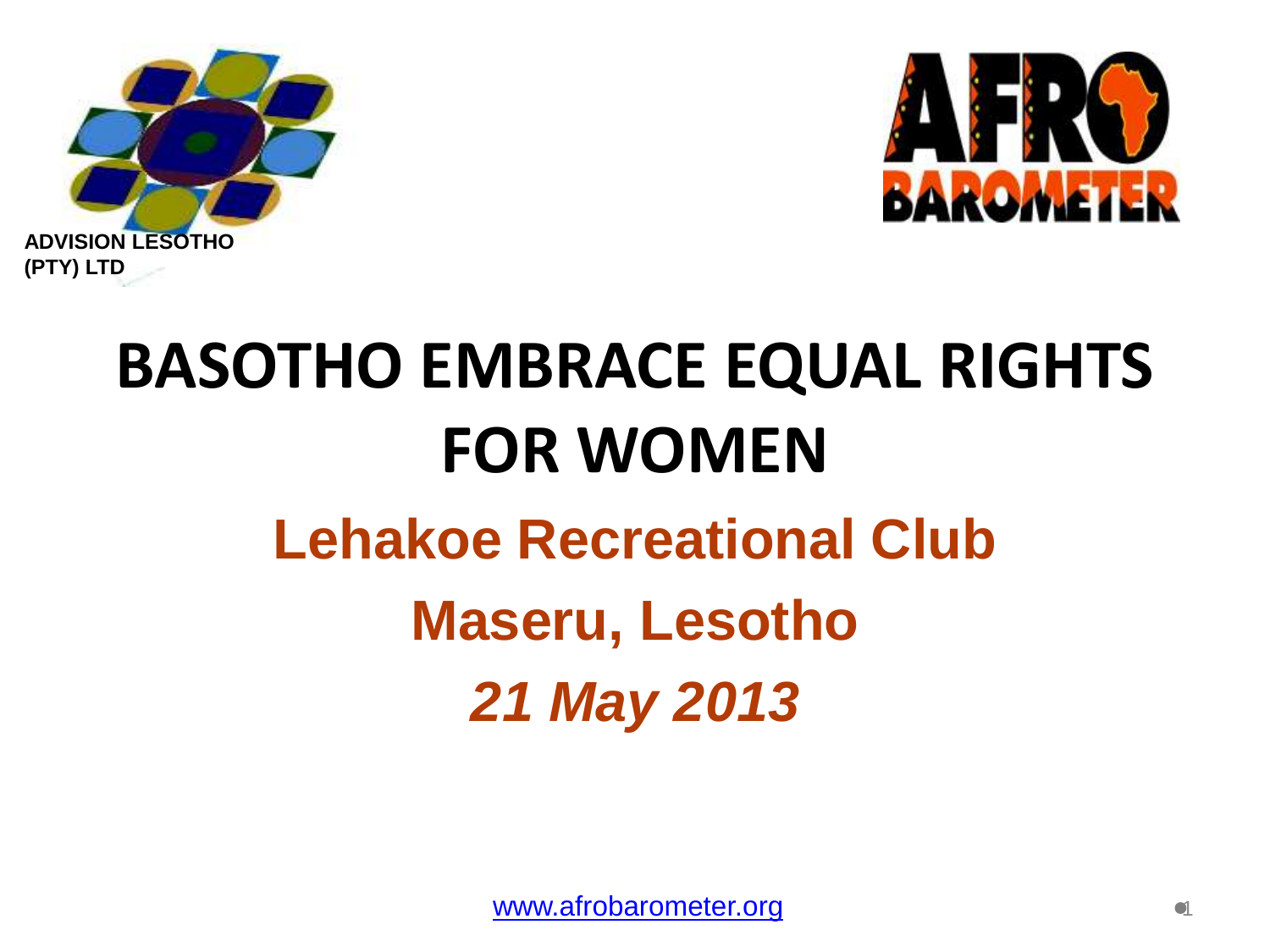ADVISION LESOTHO (PTY) LTD

# BASOTHO EMBRACE EQUAL RIGHTS FOR WOMEN

## Lehakoe Recreational Club

## Maseru, Lesotho

## *21 May 2013*

www.afrobarometer.org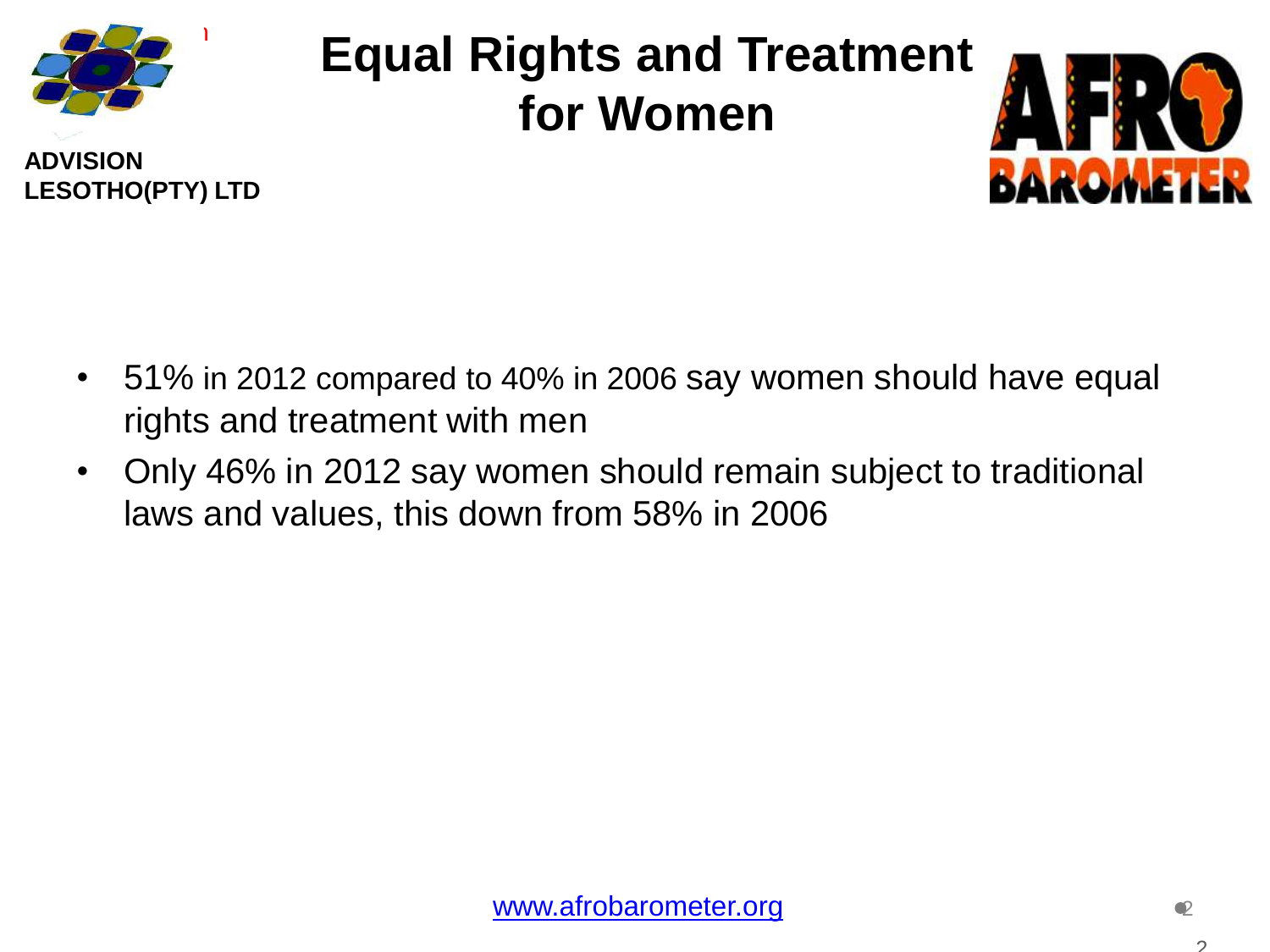ADVISION LESOTHO(PTY) LTD

# Equal Rights and Treatment for Women

- 51% in 2012 compared to 40% in 2006 say women should have equal rights and treatment with men
- Only 46% in 2012 say women should remain subject to traditional laws and values, this down from 58% in 2006

www.afrobarometer.org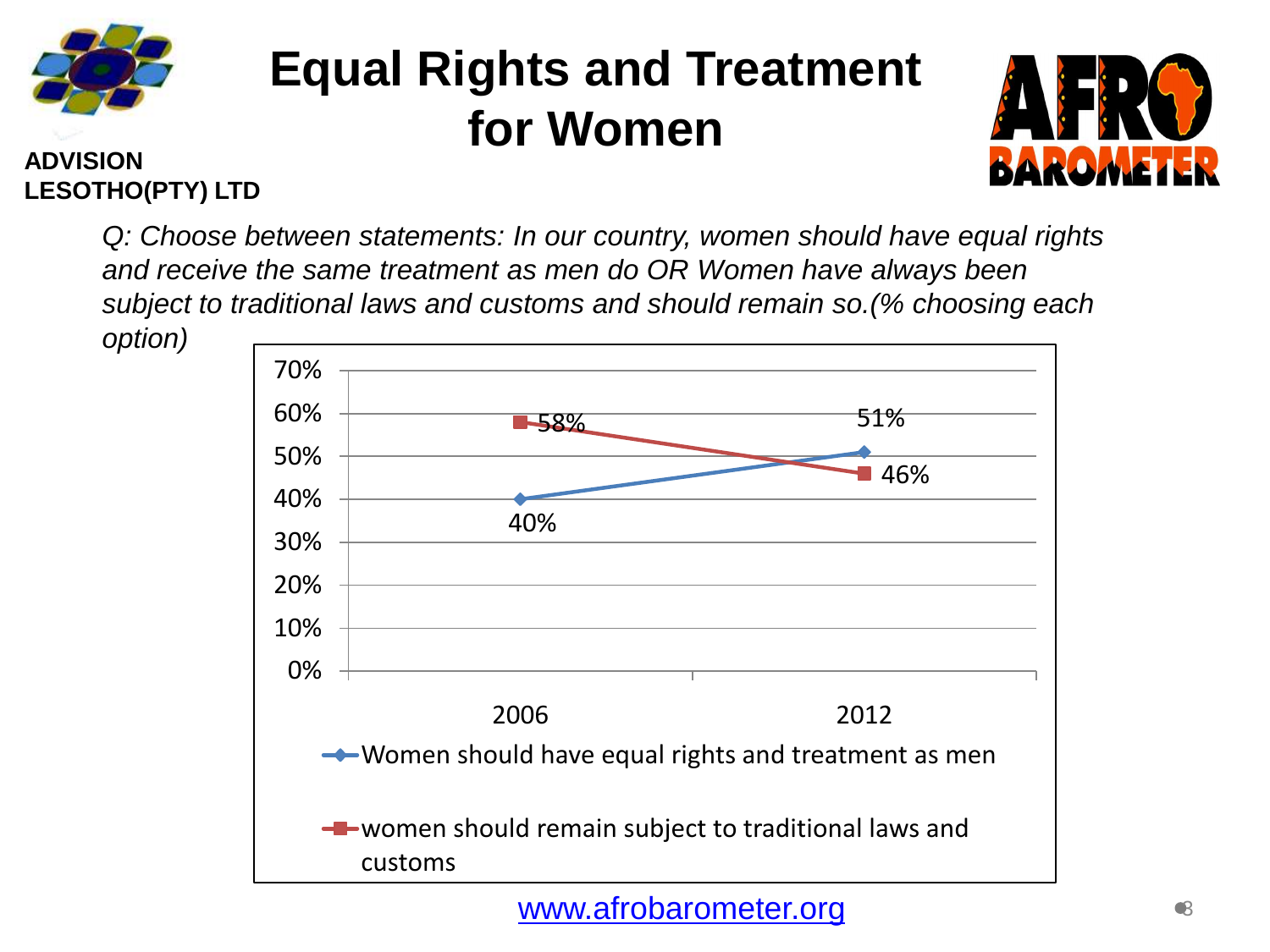ADVISION LESOTHO(PTY) LTD

# Equal Rights and Treatment for Women

*Q: Choose between statements: In our country, women should have equal rights and receive the same treatment as men do OR Women have always been subject to traditional laws and customs and should remain so.(% choosing each option)*

| | 2006 | 2012 |
|---|---|---|
| Women should have equal rights and treatment as men | 40% | 51% |
| women should remain subject to traditional laws and customs | 58% | 46% |

www.afrobarometer.org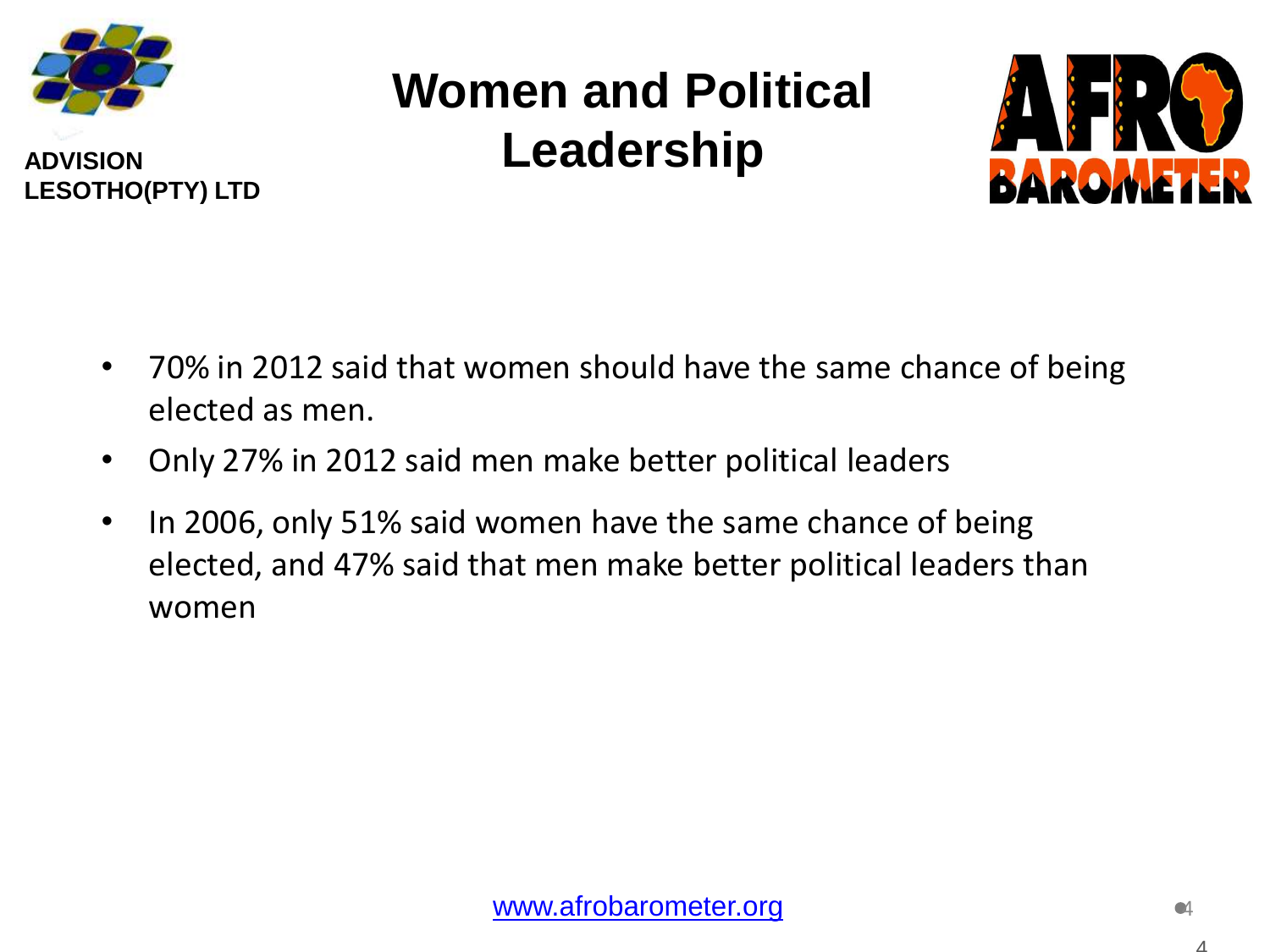ADVISION LESOTHO(PTY) LTD

# Women and Political Leadership

- 70% in 2012 said that women should have the same chance of being elected as men.
- Only 27% in 2012 said men make better political leaders
- In 2006, only 51% said women have the same chance of being elected, and 47% said that men make better political leaders than women

www.afrobarometer.org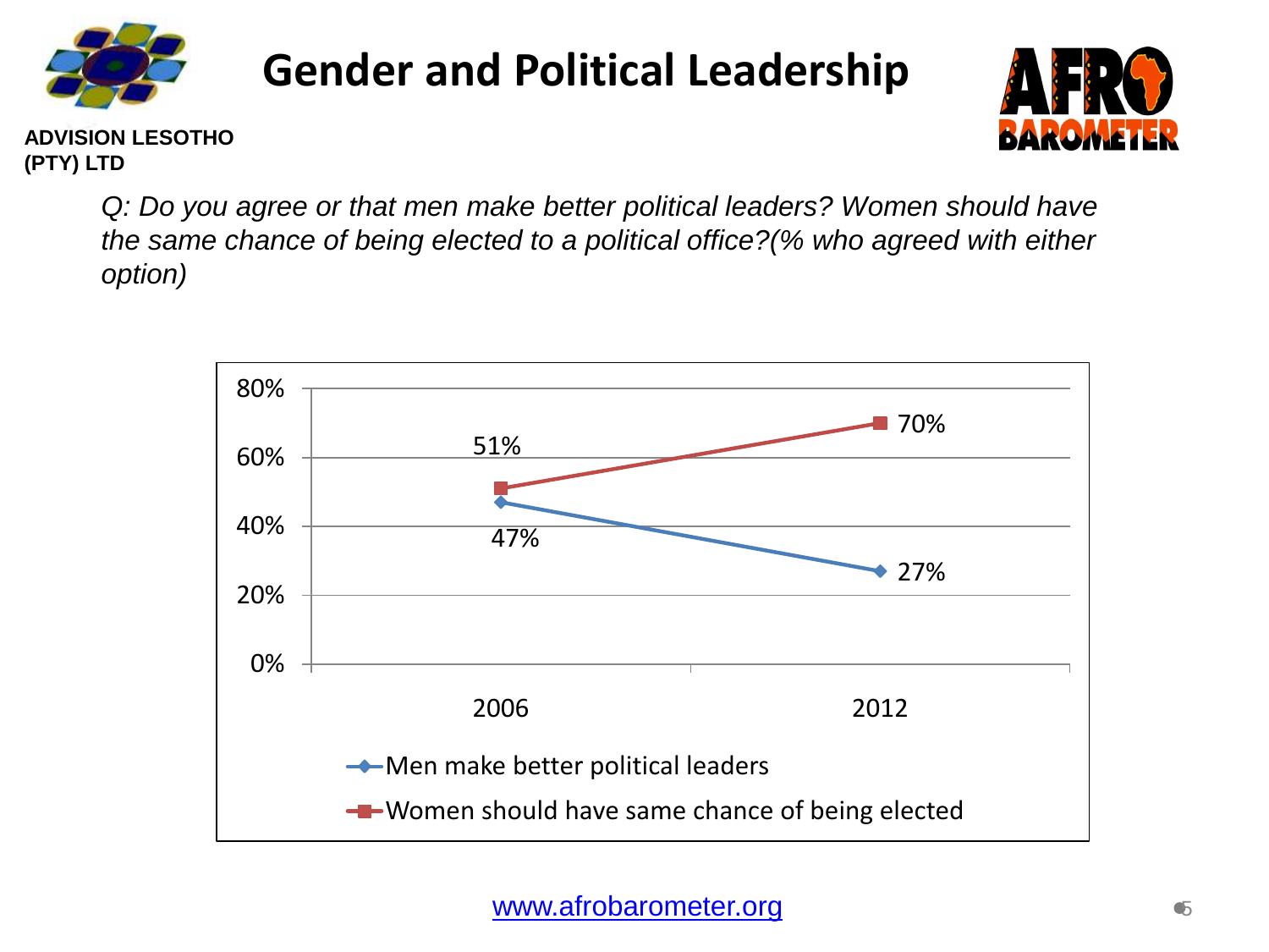# Gender and Political Leadership

**ADVISION LESOTHO (PTY) LTD**

*Q: Do you agree or that men make better political leaders? Women should have the same chance of being elected to a political office?(% who agreed with either option)*

| | 2006 | 2012 |
|---|---|---|
| Men make better political leaders | 47% | 27% |
| Women should have same chance of being elected | 51% | 70% |

www.afrobarometer.org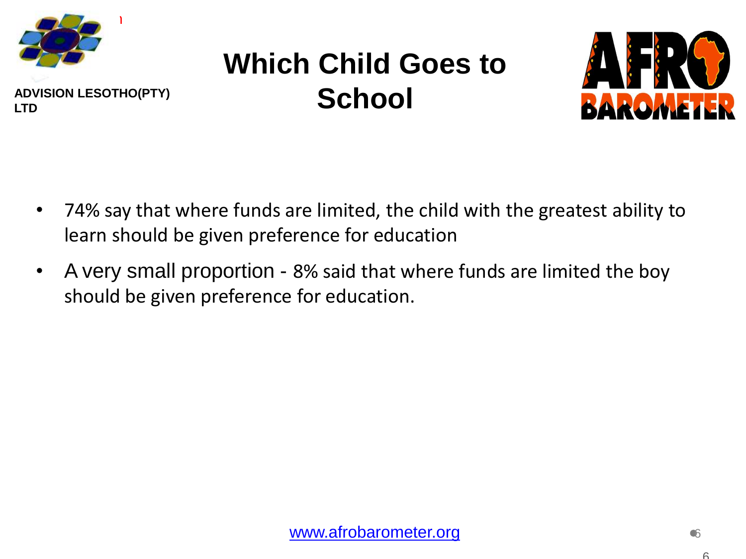ADVISION LESOTHO(PTY) LTD

# Which Child Goes to School

- 74% say that where funds are limited, the child with the greatest ability to learn should be given preference for education
- A very small proportion - 8% said that where funds are limited the boy should be given preference for education.

www.afrobarometer.org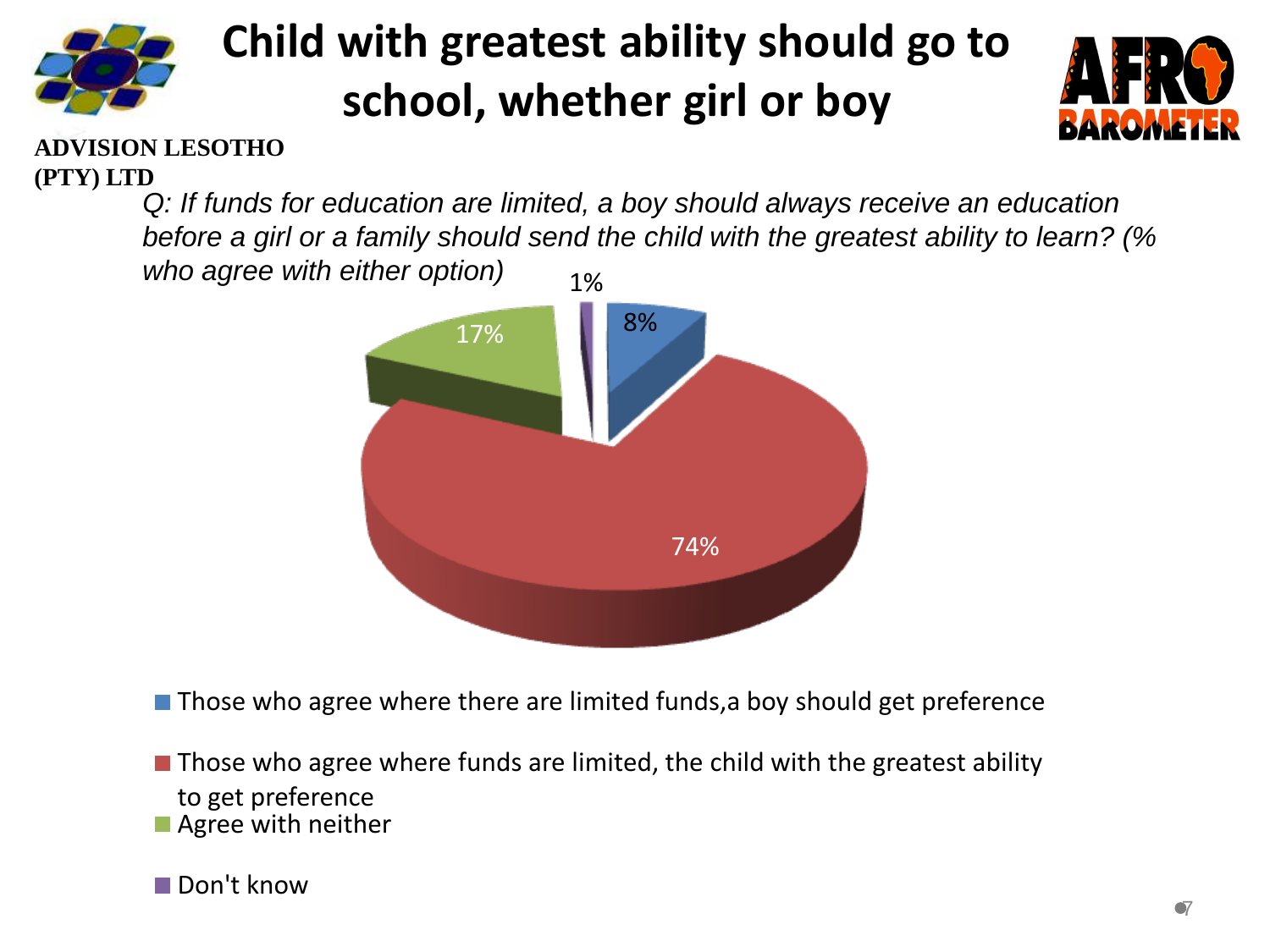# Child with greatest ability should go to school, whether girl or boy

**ADVISION LESOTHO (PTY) LTD**

*Q: If funds for education are limited, a boy should always receive an education before a girl or a family should send the child with the greatest ability to learn? (% who agree with either option)*

| Response | % |
|---|---|
| Those who agree where there are limited funds,a boy should get preference | 8% |
| Those who agree where funds are limited, the child with the greatest ability to get preference | 74% |
| Agree with neither | 17% |
| Don't know | 1% |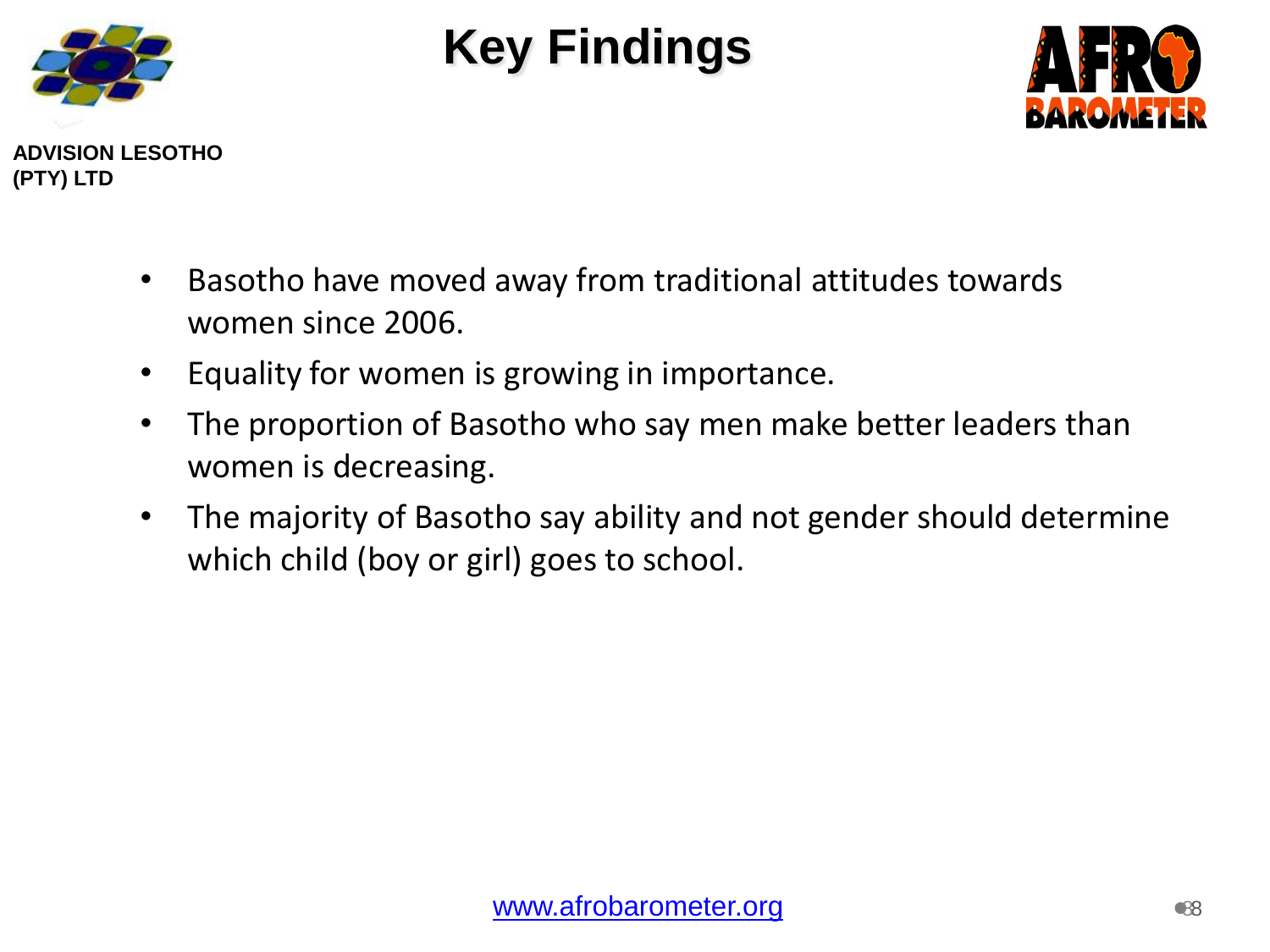ADVISION LESOTHO (PTY) LTD

# Key Findings

- Basotho have moved away from traditional attitudes towards women since 2006.
- Equality for women is growing in importance.
- The proportion of Basotho who say men make better leaders than women is decreasing.
- The majority of Basotho say ability and not gender should determine which child (boy or girl) goes to school.

www.afrobarometer.org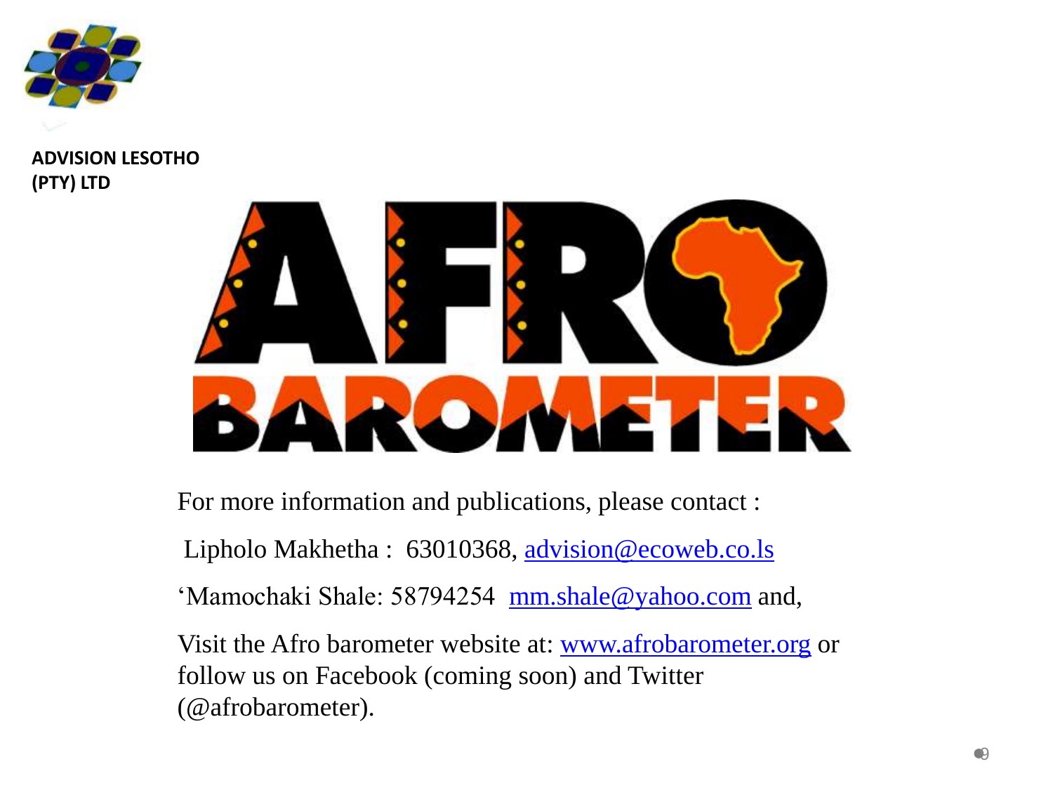**ADVISION LESOTHO (PTY) LTD**

For more information and publications, please contact :

Lipholo Makhetha : 63010368, advision@ecoweb.co.ls

'Mamochaki Shale: 58794254 mm.shale@yahoo.com and,

Visit the Afro barometer website at: www.afrobarometer.org or follow us on Facebook (coming soon) and Twitter (@afrobarometer).